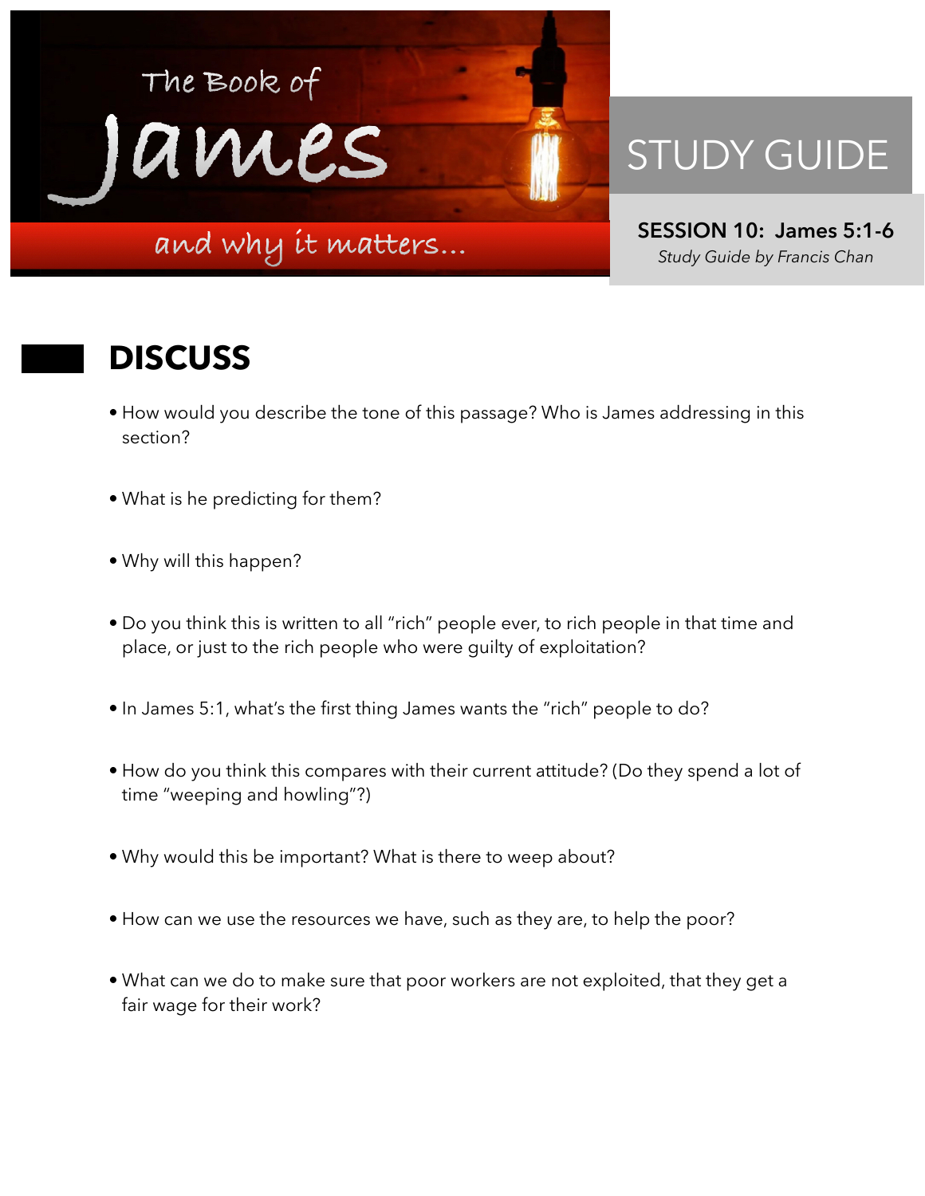# The Book of James

## and why it matters...

# STUDY GUIDE

**SESSION 10: James 5:1-6**

*Study Guide by Francis Chan*

## DISCUSS

- How would you describe the tone of this passage? Who is James addressing in this section?
- What is he predicting for them?
- Why will this happen?
- Do you think this is written to all "rich" people ever, to rich people in that time and place, or just to the rich people who were guilty of exploitation?
- In James 5:1, what's the first thing James wants the "rich" people to do?
- How do you think this compares with their current attitude? (Do they spend a lot of time "weeping and howling"?)
- Why would this be important? What is there to weep about?
- How can we use the resources we have, such as they are, to help the poor?
- What can we do to make sure that poor workers are not exploited, that they get a fair wage for their work?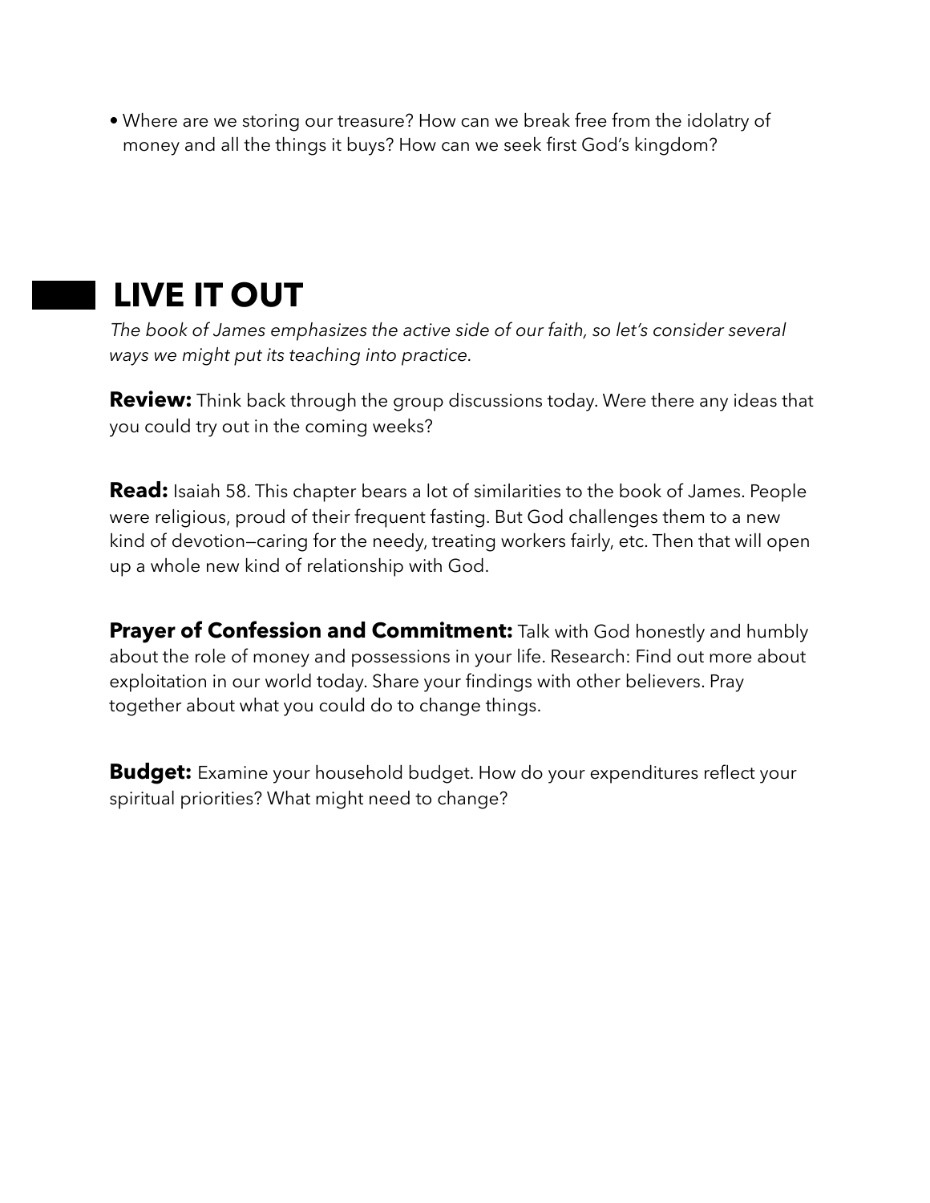- Where are we storing our treasure? How can we break free from the idolatry of money and all the things it buys? How can we seek first God's kingdom?

## LIVE IT OUT

*The book of James emphasizes the active side of our faith, so let's consider several ways we might put its teaching into practice.*

**Review:** Think back through the group discussions today. Were there any ideas that you could try out in the coming weeks?

**Read:** Isaiah 58. This chapter bears a lot of similarities to the book of James. People were religious, proud of their frequent fasting. But God challenges them to a new kind of devotion—caring for the needy, treating workers fairly, etc. Then that will open up a whole new kind of relationship with God.

**Prayer of Confession and Commitment:** Talk with God honestly and humbly about the role of money and possessions in your life. Research: Find out more about exploitation in our world today. Share your findings with other believers. Pray together about what you could do to change things.

**Budget:** Examine your household budget. How do your expenditures reflect your spiritual priorities? What might need to change?